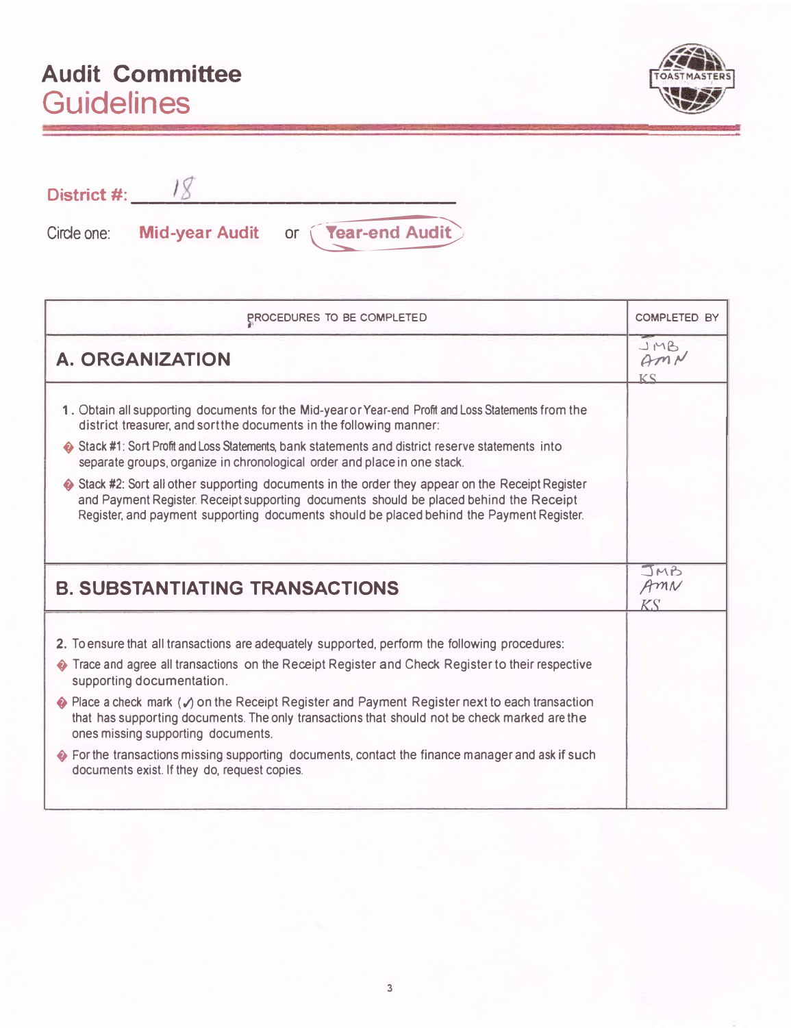# Audit Committee Guidelines

**District #:** 18

Circle one: **Mid-year Audit** or **Year-end Audit** (circled)

| PROCEDURES TO BE COMPLETED | COMPLETED BY |
|---|---|
| **A. ORGANIZATION** | JMB AMN KS |
| **1.** Obtain all supporting documents for the Mid-year or Year-end Profit and Loss Statements from the district treasurer, and sort the documents in the following manner:<br>• Stack #1: Sort Profit and Loss Statements, bank statements and district reserve statements into separate groups, organize in chronological order and place in one stack.<br>• Stack #2: Sort all other supporting documents in the order they appear on the Receipt Register and Payment Register. Receipt supporting documents should be placed behind the Receipt Register, and payment supporting documents should be placed behind the Payment Register. | |
| **B. SUBSTANTIATING TRANSACTIONS** | JMB AMN KS |
| **2.** To ensure that all transactions are adequately supported, perform the following procedures:<br>• Trace and agree all transactions on the Receipt Register and Check Register to their respective supporting documentation.<br>• Place a check mark (✓) on the Receipt Register and Payment Register next to each transaction that has supporting documents. The only transactions that should not be check marked are the ones missing supporting documents.<br>• For the transactions missing supporting documents, contact the finance manager and ask if such documents exist. If they do, request copies. | |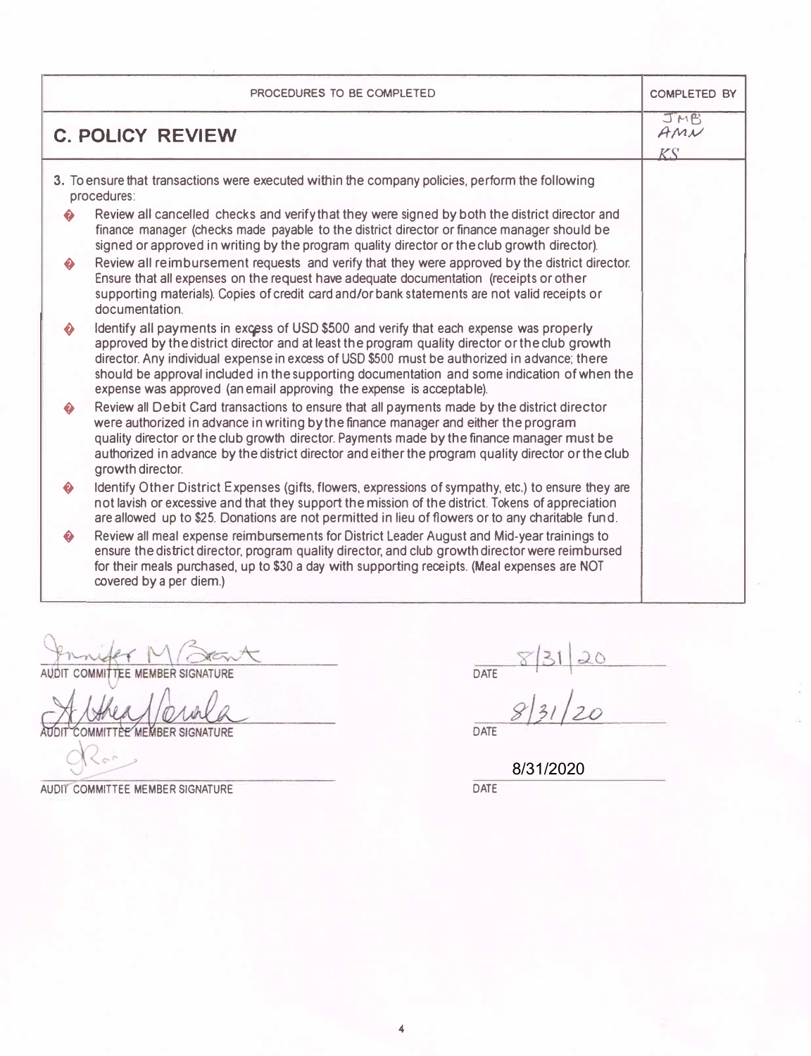| PROCEDURES TO BE COMPLETED | COMPLETED BY |
|---|---|
| **C. POLICY REVIEW** | JMB AMN KS |
| **3.** To ensure that transactions were executed within the company policies, perform the following procedures:<br>• Review all cancelled checks and verify that they were signed by both the district director and finance manager (checks made payable to the district director or finance manager should be signed or approved in writing by the program quality director or the club growth director).<br>• Review all reimbursement requests and verify that they were approved by the district director. Ensure that all expenses on the request have adequate documentation (receipts or other supporting materials). Copies of credit card and/or bank statements are not valid receipts or documentation.<br>• Identify all payments in excess of USD $500 and verify that each expense was properly approved by the district director and at least the program quality director or the club growth director. Any individual expense in excess of USD $500 must be authorized in advance; there should be approval included in the supporting documentation and some indication of when the expense was approved (an email approving the expense is acceptable).<br>• Review all Debit Card transactions to ensure that all payments made by the district director were authorized in advance in writing by the finance manager and either the program quality director or the club growth director. Payments made by the finance manager must be authorized in advance by the district director and either the program quality director or the club growth director.<br>• Identify Other District Expenses (gifts, flowers, expressions of sympathy, etc.) to ensure they are not lavish or excessive and that they support the mission of the district. Tokens of appreciation are allowed up to $25. Donations are not permitted in lieu of flowers or to any charitable fund.<br>• Review all meal expense reimbursements for District Leader August and Mid-year trainings to ensure the district director, program quality director, and club growth director were reimbursed for their meals purchased, up to $30 a day with supporting receipts. (Meal expenses are NOT covered by a per diem.) | |

Jennifer M Brant
AUDIT COMMITTEE MEMBER SIGNATURE — DATE 8/31/20

Althea Nerala
AUDIT COMMITTEE MEMBER SIGNATURE — DATE 8/31/20

[signature]
AUDIT COMMITTEE MEMBER SIGNATURE — DATE 8/31/2020